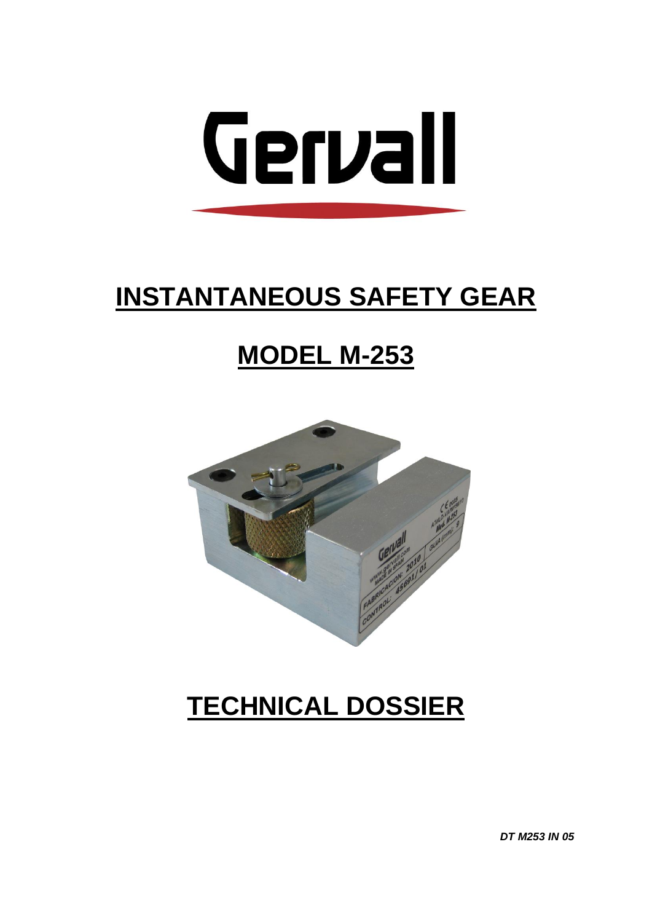# Gervall

# INSTANTANEOUS SAFETY GEAR

## MODEL M-253

# TECHNICAL DOSSIER

*DT M253 IN 05*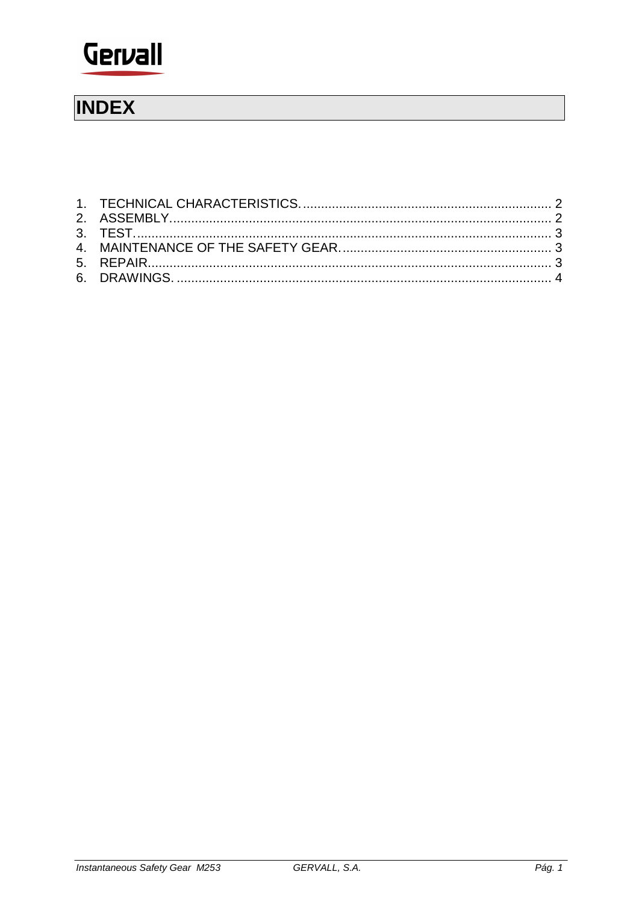# INDEX

1. TECHNICAL CHARACTERISTICS. .................................................................... 2
2. ASSEMBLY......................................................................................................... 2
3. TEST.................................................................................................................. 3
4. MAINTENANCE OF THE SAFETY GEAR. .......................................................... 3
5. REPAIR............................................................................................................... 3
6. DRAWINGS. ....................................................................................................... 4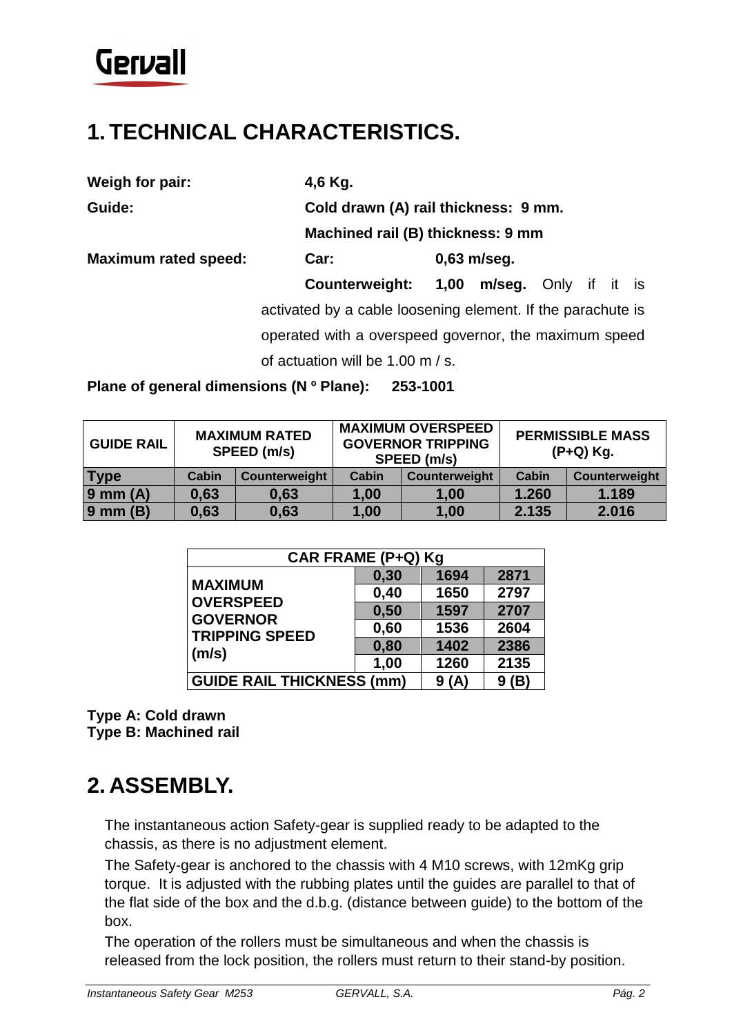# 1. TECHNICAL CHARACTERISTICS.

**Weigh for pair:** **4,6 Kg.**

**Guide:** **Cold drawn (A) rail thickness: 9 mm.**

**Machined rail (B) thickness: 9 mm**

**Maximum rated speed:** **Car:** **0,63 m/seg.**

**Counterweight:** **1,00 m/seg.** Only if it is activated by a cable loosening element. If the parachute is operated with a overspeed governor, the maximum speed of actuation will be 1.00 m / s.

**Plane of general dimensions (N º Plane): 253-1001**

| GUIDE RAIL | MAXIMUM RATED SPEED (m/s) | | MAXIMUM OVERSPEED GOVERNOR TRIPPING SPEED (m/s) | | PERMISSIBLE MASS (P+Q) Kg. | |
|---|---|---|---|---|---|---|
| **Type** | **Cabin** | **Counterweight** | **Cabin** | **Counterweight** | **Cabin** | **Counterweight** |
| **9 mm (A)** | **0,63** | **0,63** | **1,00** | **1,00** | **1.260** | **1.189** |
| **9 mm (B)** | **0,63** | **0,63** | **1,00** | **1,00** | **2.135** | **2.016** |

| CAR FRAME (P+Q) Kg | | | |
|---|---|---|---|
| **MAXIMUM OVERSPEED GOVERNOR TRIPPING SPEED (m/s)** | **0,30** | **1694** | **2871** |
| | **0,40** | **1650** | **2797** |
| | **0,50** | **1597** | **2707** |
| | **0,60** | **1536** | **2604** |
| | **0,80** | **1402** | **2386** |
| | **1,00** | **1260** | **2135** |
| **GUIDE RAIL THICKNESS (mm)** | | **9 (A)** | **9 (B)** |

**Type A: Cold drawn**
**Type B: Machined rail**

# 2. ASSEMBLY.

The instantaneous action Safety-gear is supplied ready to be adapted to the chassis, as there is no adjustment element.

The Safety-gear is anchored to the chassis with 4 M10 screws, with 12mKg grip torque. It is adjusted with the rubbing plates until the guides are parallel to that of the flat side of the box and the d.b.g. (distance between guide) to the bottom of the box.

The operation of the rollers must be simultaneous and when the chassis is released from the lock position, the rollers must return to their stand-by position.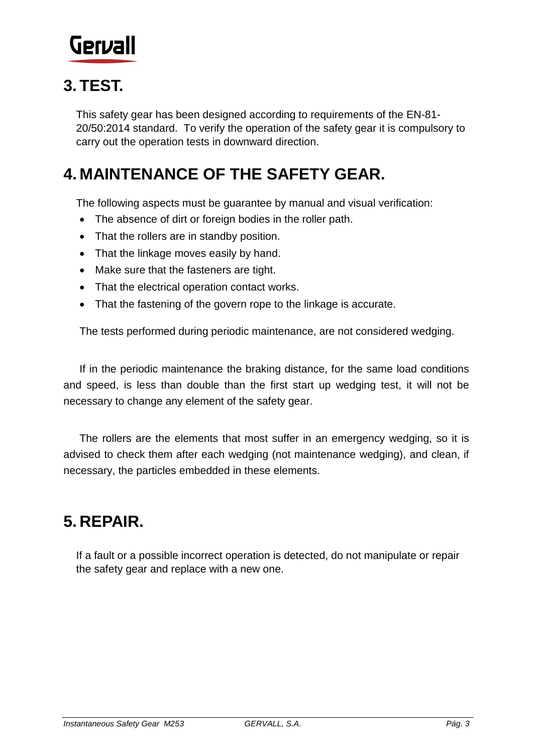## 3. TEST.

This safety gear has been designed according to requirements of the EN-81-20/50:2014 standard. To verify the operation of the safety gear it is compulsory to carry out the operation tests in downward direction.

## 4. MAINTENANCE OF THE SAFETY GEAR.

The following aspects must be guarantee by manual and visual verification:

- The absence of dirt or foreign bodies in the roller path.
- That the rollers are in standby position.
- That the linkage moves easily by hand.
- Make sure that the fasteners are tight.
- That the electrical operation contact works.
- That the fastening of the govern rope to the linkage is accurate.

The tests performed during periodic maintenance, are not considered wedging.

If in the periodic maintenance the braking distance, for the same load conditions and speed, is less than double than the first start up wedging test, it will not be necessary to change any element of the safety gear.

The rollers are the elements that most suffer in an emergency wedging, so it is advised to check them after each wedging (not maintenance wedging), and clean, if necessary, the particles embedded in these elements.

## 5. REPAIR.

If a fault or a possible incorrect operation is detected, do not manipulate or repair the safety gear and replace with a new one.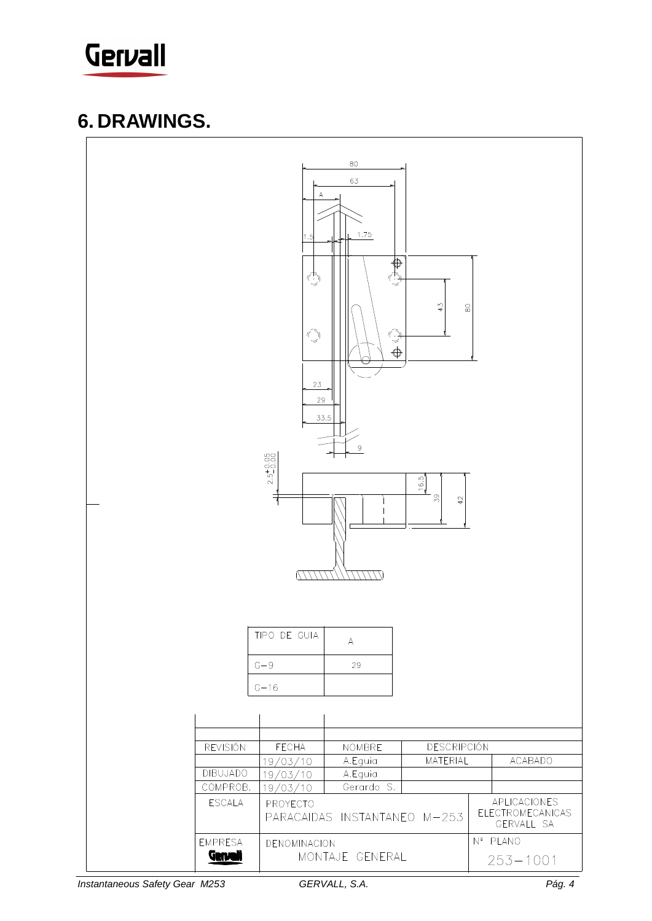# 6. DRAWINGS.

| TIPO DE GUIA | A |
|---|---|
| C-9 | 29 |
| C-16 | |

| REVISIÓN | FECHA | NOMBRE | DESCRIPCIÓN | |
|---|---|---|---|---|
| | 19/03/10 | A.Eguia | MATERIAL | ACABADO |
| DIBUJADO | 19/03/10 | A.Eguia | | |
| COMPROB. | 19/03/10 | Gerardo S. | | |
| ESCALA | PROYECTO PARACAIDAS INSTANTANEO M-253 | | | APLICACIONES ELECTROMECANICAS GERVALL SA |
| EMPRESA Gervall | DENOMINACION MONTAJE GENERAL | | | Nº PLANO 253-1001 |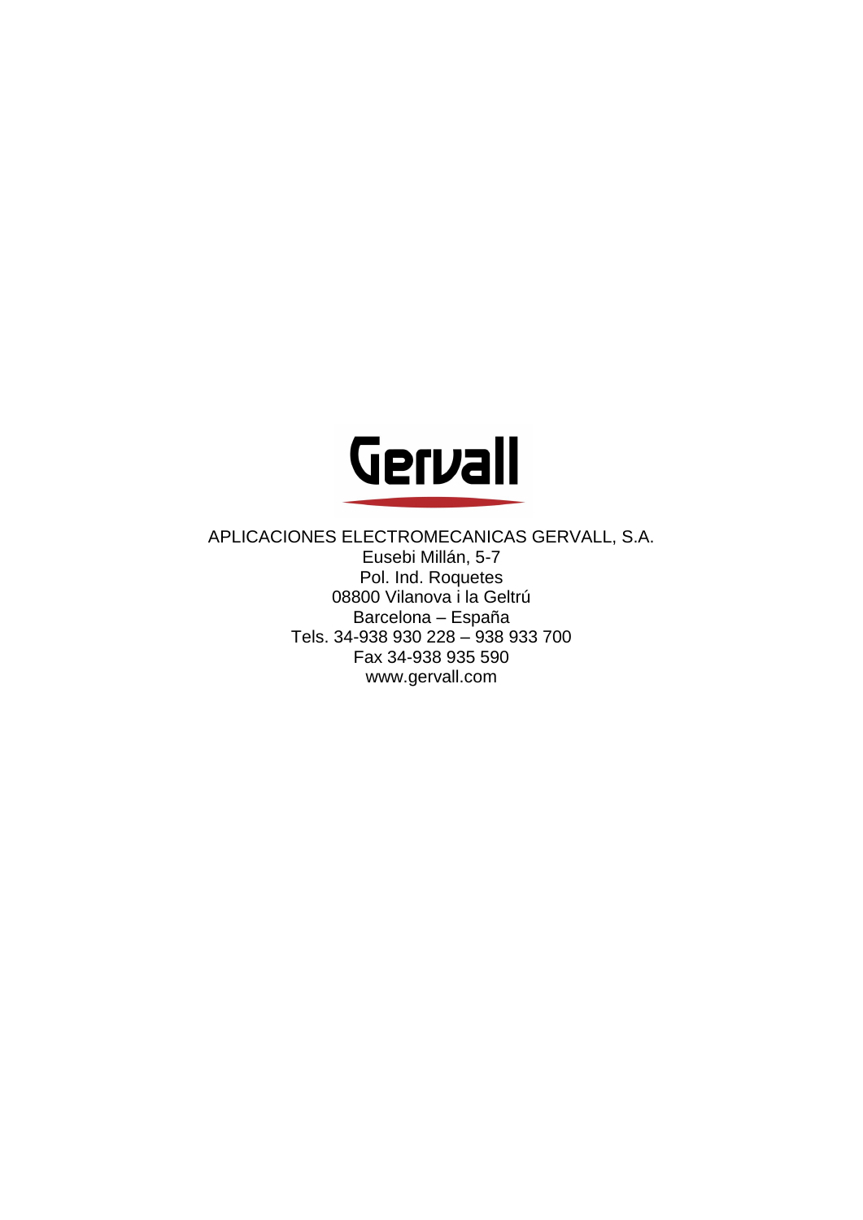Gervall

APLICACIONES ELECTROMECANICAS GERVALL, S.A.
Eusebi Millán, 5-7
Pol. Ind. Roquetes
08800 Vilanova i la Geltrú
Barcelona – España
Tels. 34-938 930 228 – 938 933 700
Fax 34-938 935 590
www.gervall.com